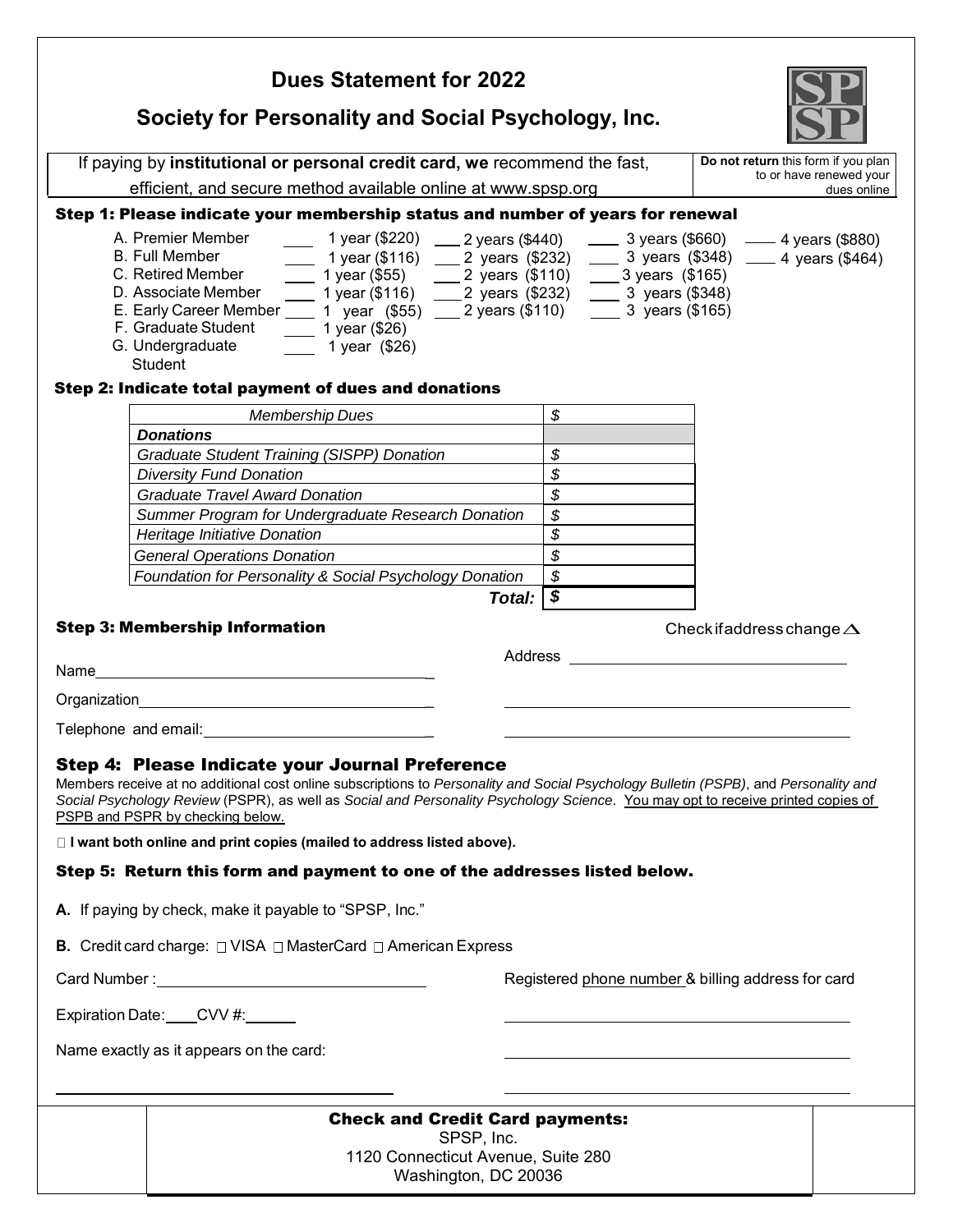# Dues Statement for 2022

## Society for Personality and Social Psychology, Inc.

If paying by **institutional or personal credit card, we** recommend the fast, efficient, and secure method available online at www.spsp.org

**Do not return** this form if you plan to or have renewed your dues online

### Step 1: Please indicate your membership status and number of years for renewal

| | | | | |
|---|---|---|---|---|
| A. Premier Member | ____ 1 year ($220) | ____ 2 years ($440) | ____ 3 years ($660) | ____ 4 years ($880) |
| B. Full Member | ____ 1 year ($116) | ____ 2 years ($232) | ____ 3 years ($348) | ____ 4 years ($464) |
| C. Retired Member | ____ 1 year ($55) | ____ 2 years ($110) | ____ 3 years ($165) | |
| D. Associate Member | ____ 1 year ($116) | ____ 2 years ($232) | ____ 3 years ($348) | |
| E. Early Career Member | ____ 1 year ($55) | ____ 2 years ($110) | ____ 3 years ($165) | |
| F. Graduate Student | ____ 1 year ($26) | | | |
| G. Undergraduate Student | ____ 1 year ($26) | | | |

### Step 2: Indicate total payment of dues and donations

| *Membership Dues* | *$* |
|---|---|
| ***Donations*** | |
| *Graduate Student Training (SISPP) Donation* | *$* |
| *Diversity Fund Donation* | *$* |
| *Graduate Travel Award Donation* | *$* |
| *Summer Program for Undergraduate Research Donation* | *$* |
| *Heritage Initiative Donation* | *$* |
| *General Operations Donation* | *$* |
| *Foundation for Personality & Social Psychology Donation* | *$* |
| ***Total:*** | ***$*** |

### Step 3: Membership Information

Check if address change △

Name ______________________________

Organization ______________________________

Telephone and email: ______________________________

Address ______________________________

______________________________

______________________________

### Step 4: Please Indicate your Journal Preference

Members receive at no additional cost online subscriptions to *Personality and Social Psychology Bulletin (PSPB)*, and *Personality and Social Psychology Review* (PSPR), as well as *Social and Personality Psychology Science*. You may opt to receive printed copies of PSPB and PSPR by checking below.

☐ **I want both online and print copies (mailed to address listed above).**

### Step 5: Return this form and payment to one of the addresses listed below.

**A.** If paying by check, make it payable to "SPSP, Inc."

**B.** Credit card charge: ☐ VISA ☐ MasterCard ☐ American Express

Card Number : ______________________________

Expiration Date: ____ CVV #: ______

Name exactly as it appears on the card:

______________________________

Registered phone number & billing address for card

______________________________

______________________________

______________________________

**Check and Credit Card payments:**

SPSP, Inc.
1120 Connecticut Avenue, Suite 280
Washington, DC 20036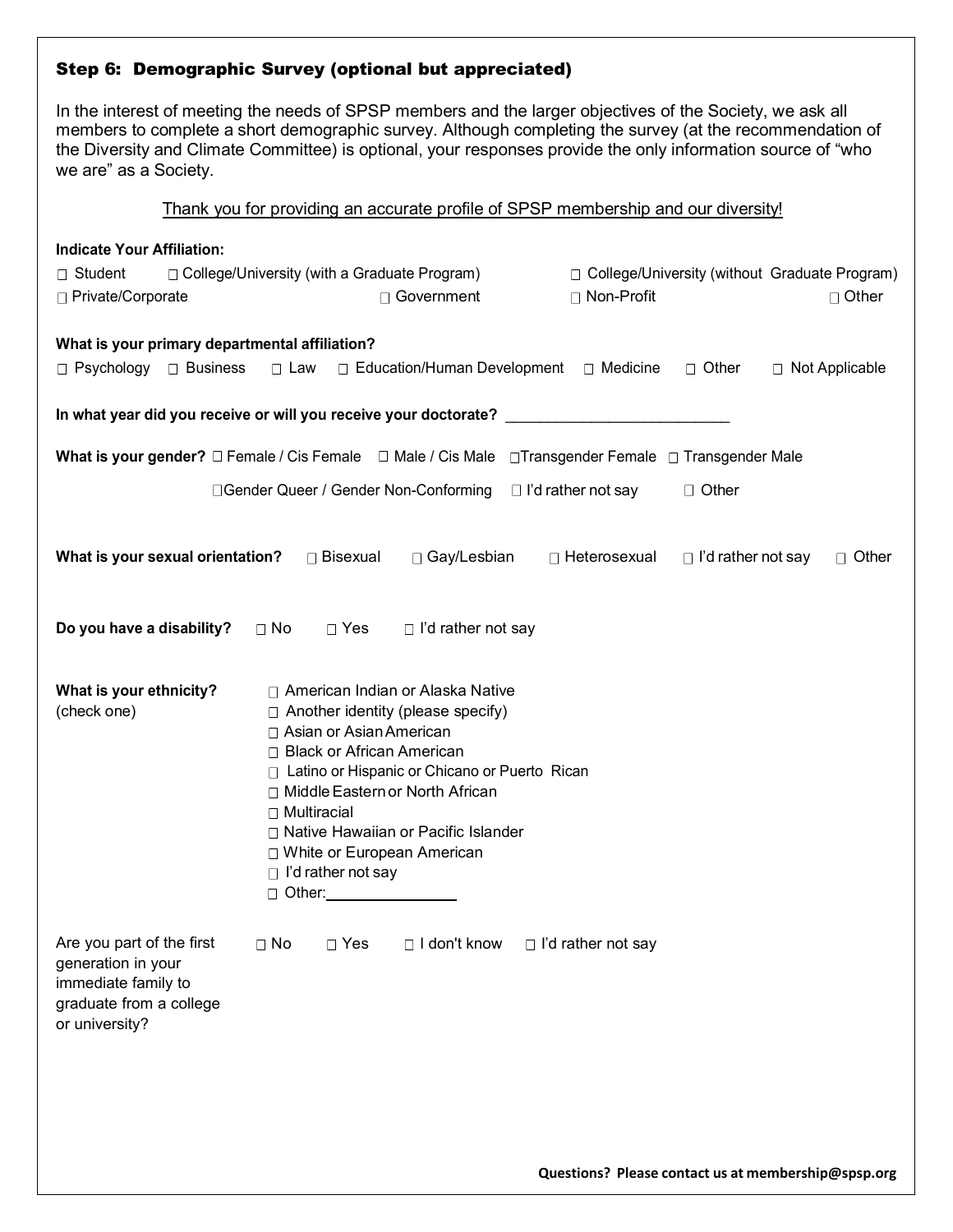## Step 6: Demographic Survey (optional but appreciated)

In the interest of meeting the needs of SPSP members and the larger objectives of the Society, we ask all members to complete a short demographic survey. Although completing the survey (at the recommendation of the Diversity and Climate Committee) is optional, your responses provide the only information source of "who we are" as a Society.

Thank you for providing an accurate profile of SPSP membership and our diversity!

**Indicate Your Affiliation:**

☐ Student ☐ College/University (with a Graduate Program) ☐ College/University (without Graduate Program)
☐ Private/Corporate ☐ Government ☐ Non-Profit ☐ Other

**What is your primary departmental affiliation?**

☐ Psychology ☐ Business ☐ Law ☐ Education/Human Development ☐ Medicine ☐ Other ☐ Not Applicable

**In what year did you receive or will you receive your doctorate?** ___________________________

**What is your gender?** ☐ Female / Cis Female ☐ Male / Cis Male ☐ Transgender Female ☐ Transgender Male
☐ Gender Queer / Gender Non-Conforming ☐ I'd rather not say ☐ Other

**What is your sexual orientation?** ☐ Bisexual ☐ Gay/Lesbian ☐ Heterosexual ☐ I'd rather not say ☐ Other

**Do you have a disability?** ☐ No ☐ Yes ☐ I'd rather not say

**What is your ethnicity?**
(check one)

☐ American Indian or Alaska Native
☐ Another identity (please specify)
☐ Asian or Asian American
☐ Black or African American
☐ Latino or Hispanic or Chicano or Puerto Rican
☐ Middle Eastern or North African
☐ Multiracial
☐ Native Hawaiian or Pacific Islander
☐ White or European American
☐ I'd rather not say
☐ Other: _______________

Are you part of the first generation in your immediate family to graduate from a college or university? ☐ No ☐ Yes ☐ I don't know ☐ I'd rather not say

**Questions? Please contact us at membership@spsp.org**